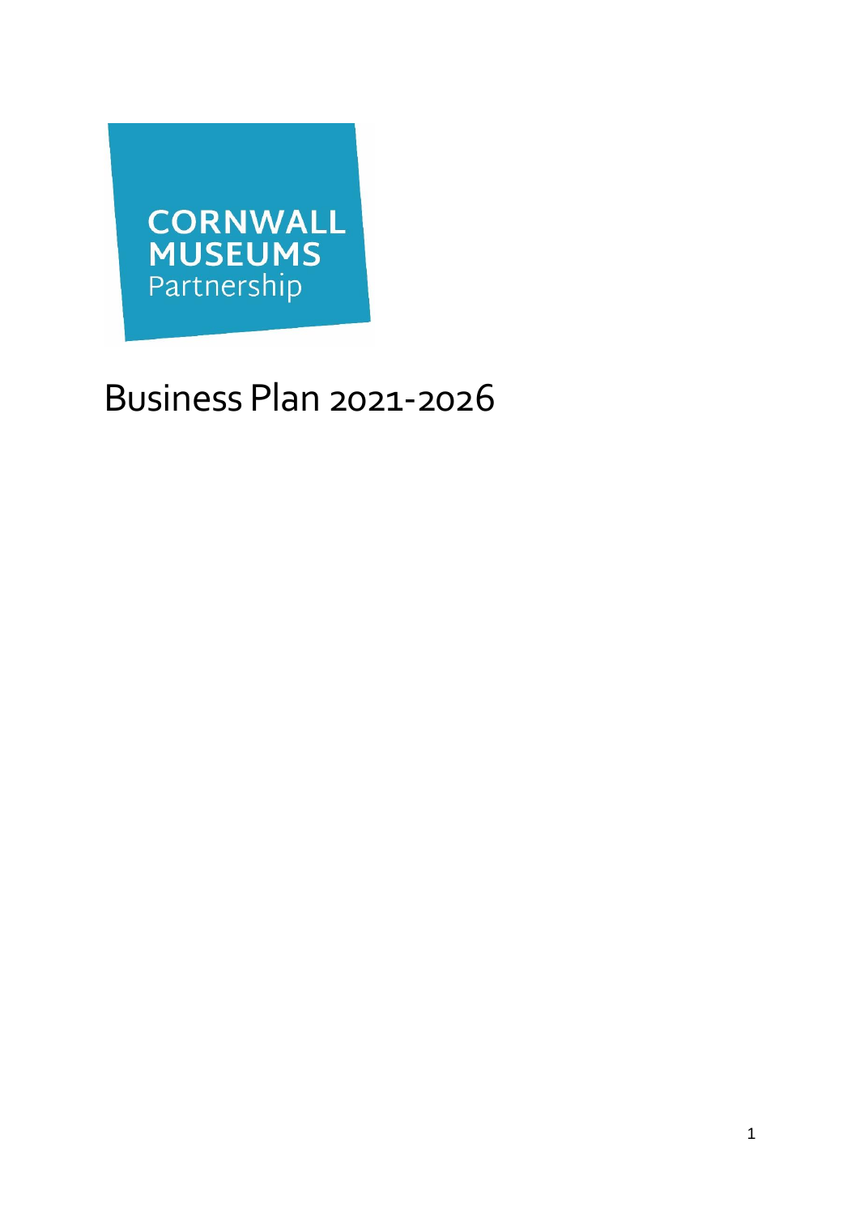CORNWALL MUSEUMS Partnership

# Business Plan 2021-2026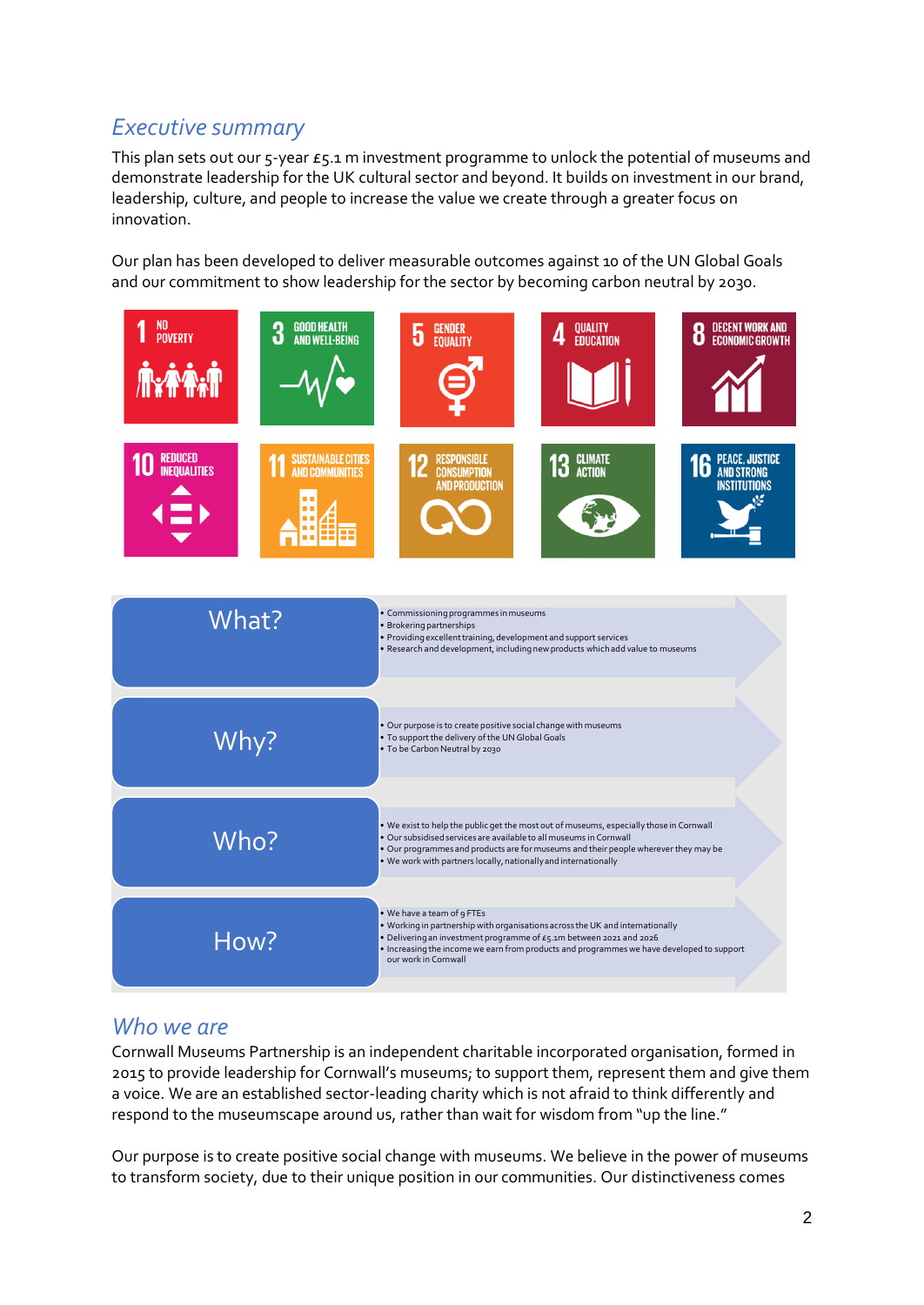## Executive summary

This plan sets out our 5-year £5.1 m investment programme to unlock the potential of museums and demonstrate leadership for the UK cultural sector and beyond. It builds on investment in our brand, leadership, culture, and people to increase the value we create through a greater focus on innovation.

Our plan has been developed to deliver measurable outcomes against 10 of the UN Global Goals and our commitment to show leadership for the sector by becoming carbon neutral by 2030.

1 NO POVERTY | 3 GOOD HEALTH AND WELL-BEING | 5 GENDER EQUALITY | 4 QUALITY EDUCATION | 8 DECENT WORK AND ECONOMIC GROWTH | 10 REDUCED INEQUALITIES | 11 SUSTAINABLE CITIES AND COMMUNITIES | 12 RESPONSIBLE CONSUMPTION AND PRODUCTION | 13 CLIMATE ACTION | 16 PEACE, JUSTICE AND STRONG INSTITUTIONS

| | |
|---|---|
| **What?** | • Commissioning programmes in museums<br>• Brokering partnerships<br>• Providing excellent training, development and support services<br>• Research and development, including new products which add value to museums |
| **Why?** | • Our purpose is to create positive social change with museums<br>• To support the delivery of the UN Global Goals<br>• To be Carbon Neutral by 2030 |
| **Who?** | • We exist to help the public get the most out of museums, especially those in Cornwall<br>• Our subsidised services are available to all museums in Cornwall<br>• Our programmes and products are for museums and their people wherever they may be<br>• We work with partners locally, nationally and internationally |
| **How?** | • We have a team of 9 FTEs<br>• Working in partnership with organisations across the UK and internationally<br>• Delivering an investment programme of £5.1m between 2021 and 2026<br>• Increasing the income we earn from products and programmes we have developed to support our work in Cornwall |

## Who we are

Cornwall Museums Partnership is an independent charitable incorporated organisation, formed in 2015 to provide leadership for Cornwall's museums; to support them, represent them and give them a voice. We are an established sector-leading charity which is not afraid to think differently and respond to the museumscape around us, rather than wait for wisdom from "up the line."

Our purpose is to create positive social change with museums. We believe in the power of museums to transform society, due to their unique position in our communities. Our distinctiveness comes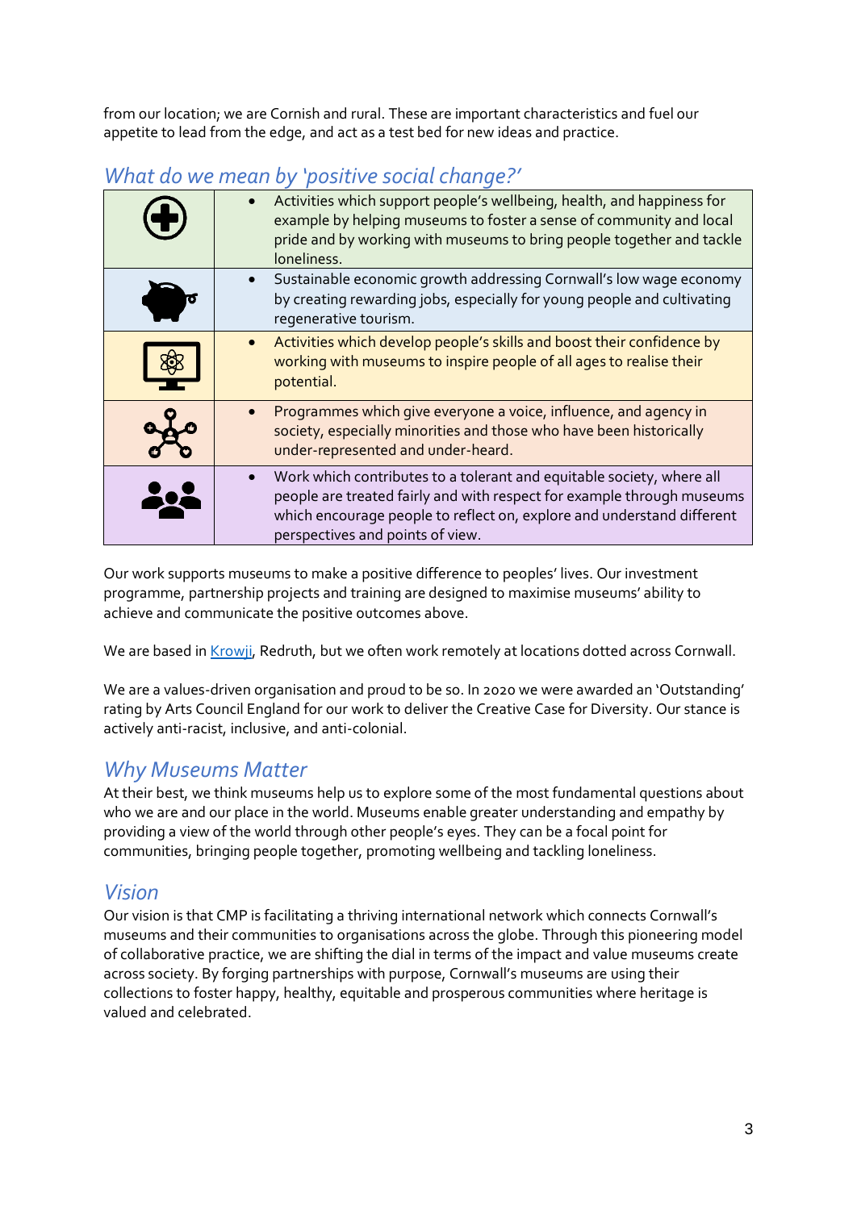from our location; we are Cornish and rural. These are important characteristics and fuel our appetite to lead from the edge, and act as a test bed for new ideas and practice.

## What do we mean by 'positive social change?'

| | |
|---|---|
| | • Activities which support people's wellbeing, health, and happiness for example by helping museums to foster a sense of community and local pride and by working with museums to bring people together and tackle loneliness. |
| | • Sustainable economic growth addressing Cornwall's low wage economy by creating rewarding jobs, especially for young people and cultivating regenerative tourism. |
| | • Activities which develop people's skills and boost their confidence by working with museums to inspire people of all ages to realise their potential. |
| | • Programmes which give everyone a voice, influence, and agency in society, especially minorities and those who have been historically under-represented and under-heard. |
| | • Work which contributes to a tolerant and equitable society, where all people are treated fairly and with respect for example through museums which encourage people to reflect on, explore and understand different perspectives and points of view. |

Our work supports museums to make a positive difference to peoples' lives. Our investment programme, partnership projects and training are designed to maximise museums' ability to achieve and communicate the positive outcomes above.

We are based in Krowji, Redruth, but we often work remotely at locations dotted across Cornwall.

We are a values-driven organisation and proud to be so. In 2020 we were awarded an 'Outstanding' rating by Arts Council England for our work to deliver the Creative Case for Diversity. Our stance is actively anti-racist, inclusive, and anti-colonial.

## Why Museums Matter

At their best, we think museums help us to explore some of the most fundamental questions about who we are and our place in the world. Museums enable greater understanding and empathy by providing a view of the world through other people's eyes. They can be a focal point for communities, bringing people together, promoting wellbeing and tackling loneliness.

## Vision

Our vision is that CMP is facilitating a thriving international network which connects Cornwall's museums and their communities to organisations across the globe. Through this pioneering model of collaborative practice, we are shifting the dial in terms of the impact and value museums create across society. By forging partnerships with purpose, Cornwall's museums are using their collections to foster happy, healthy, equitable and prosperous communities where heritage is valued and celebrated.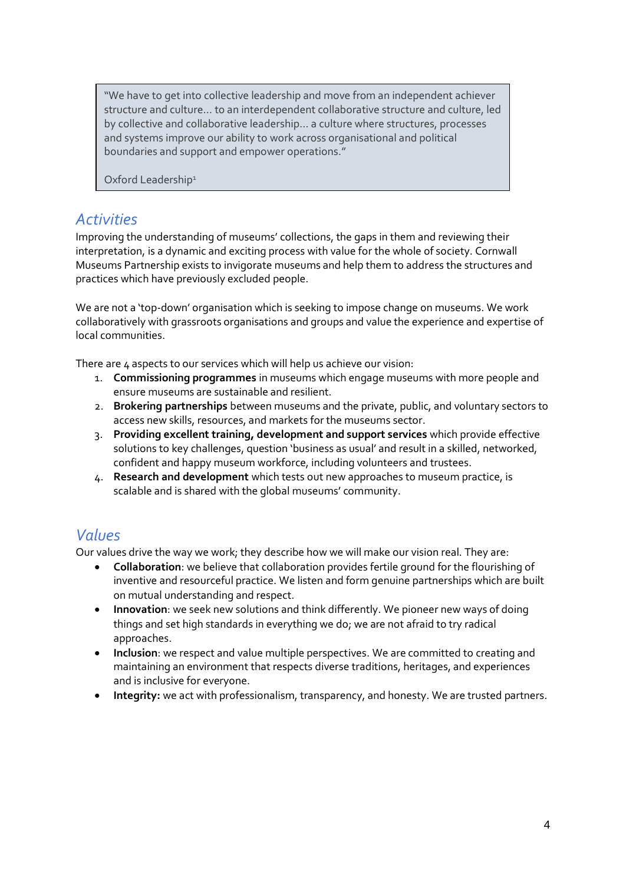> "We have to get into collective leadership and move from an independent achiever structure and culture… to an interdependent collaborative structure and culture, led by collective and collaborative leadership… a culture where structures, processes and systems improve our ability to work across organisational and political boundaries and support and empower operations."
>
> Oxford Leadership[1]

## *Activities*

Improving the understanding of museums' collections, the gaps in them and reviewing their interpretation, is a dynamic and exciting process with value for the whole of society. Cornwall Museums Partnership exists to invigorate museums and help them to address the structures and practices which have previously excluded people.

We are not a 'top-down' organisation which is seeking to impose change on museums. We work collaboratively with grassroots organisations and groups and value the experience and expertise of local communities.

There are 4 aspects to our services which will help us achieve our vision:

1. **Commissioning programmes** in museums which engage museums with more people and ensure museums are sustainable and resilient.
2. **Brokering partnerships** between museums and the private, public, and voluntary sectors to access new skills, resources, and markets for the museums sector.
3. **Providing excellent training, development and support services** which provide effective solutions to key challenges, question 'business as usual' and result in a skilled, networked, confident and happy museum workforce, including volunteers and trustees.
4. **Research and development** which tests out new approaches to museum practice, is scalable and is shared with the global museums' community.

## *Values*

Our values drive the way we work; they describe how we will make our vision real. They are:

- **Collaboration**: we believe that collaboration provides fertile ground for the flourishing of inventive and resourceful practice. We listen and form genuine partnerships which are built on mutual understanding and respect.
- **Innovation**: we seek new solutions and think differently. We pioneer new ways of doing things and set high standards in everything we do; we are not afraid to try radical approaches.
- **Inclusion**: we respect and value multiple perspectives. We are committed to creating and maintaining an environment that respects diverse traditions, heritages, and experiences and is inclusive for everyone.
- **Integrity:** we act with professionalism, transparency, and honesty. We are trusted partners.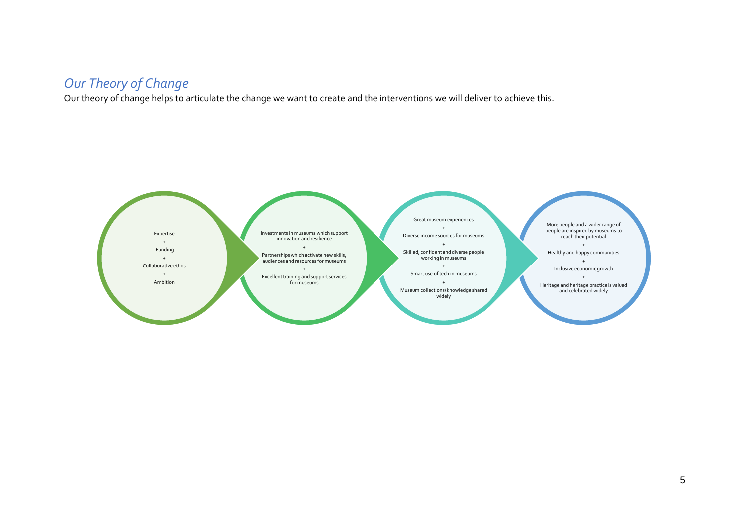## *Our Theory of Change*

Our theory of change helps to articulate the change we want to create and the interventions we will deliver to achieve this.

Expertise
+
Funding
+
Collaborative ethos
+
Ambition

Investments in museums which support innovation and resilience
+
Partnerships which activate new skills, audiences and resources for museums
+
Excellent training and support services for museums

Great museum experiences
+
Diverse income sources for museums
+
Skilled, confident and diverse people working in museums
+
Smart use of tech in museums
+
Museum collections/knowledge shared widely

More people and a wider range of people are inspired by museums to reach their potential
+
Healthy and happy communities
+
Inclusive economic growth
+
Heritage and heritage practice is valued and celebrated widely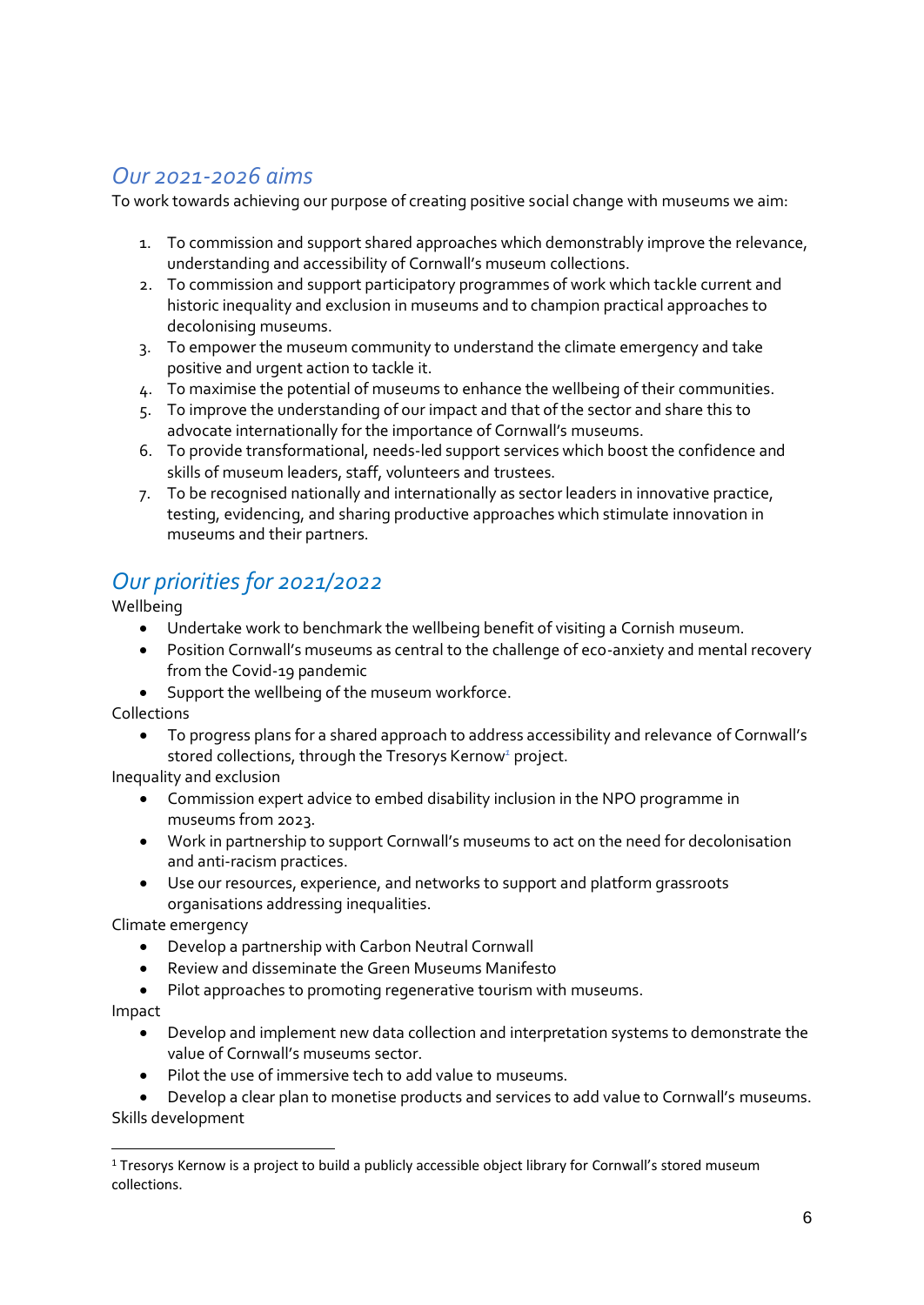## *Our 2021-2026 aims*

To work towards achieving our purpose of creating positive social change with museums we aim:

1. To commission and support shared approaches which demonstrably improve the relevance, understanding and accessibility of Cornwall's museum collections.
2. To commission and support participatory programmes of work which tackle current and historic inequality and exclusion in museums and to champion practical approaches to decolonising museums.
3. To empower the museum community to understand the climate emergency and take positive and urgent action to tackle it.
4. To maximise the potential of museums to enhance the wellbeing of their communities.
5. To improve the understanding of our impact and that of the sector and share this to advocate internationally for the importance of Cornwall's museums.
6. To provide transformational, needs-led support services which boost the confidence and skills of museum leaders, staff, volunteers and trustees.
7. To be recognised nationally and internationally as sector leaders in innovative practice, testing, evidencing, and sharing productive approaches which stimulate innovation in museums and their partners.

## *Our priorities for 2021/2022*

Wellbeing

- Undertake work to benchmark the wellbeing benefit of visiting a Cornish museum.
- Position Cornwall's museums as central to the challenge of eco-anxiety and mental recovery from the Covid-19 pandemic
- Support the wellbeing of the museum workforce.

Collections

- To progress plans for a shared approach to address accessibility and relevance of Cornwall's stored collections, through the Tresorys Kernow[1] project.

Inequality and exclusion

- Commission expert advice to embed disability inclusion in the NPO programme in museums from 2023.
- Work in partnership to support Cornwall's museums to act on the need for decolonisation and anti-racism practices.
- Use our resources, experience, and networks to support and platform grassroots organisations addressing inequalities.

Climate emergency

- Develop a partnership with Carbon Neutral Cornwall
- Review and disseminate the Green Museums Manifesto
- Pilot approaches to promoting regenerative tourism with museums.

Impact

- Develop and implement new data collection and interpretation systems to demonstrate the value of Cornwall's museums sector.
- Pilot the use of immersive tech to add value to museums.
- Develop a clear plan to monetise products and services to add value to Cornwall's museums.

Skills development

---

[1] Tresorys Kernow is a project to build a publicly accessible object library for Cornwall's stored museum collections.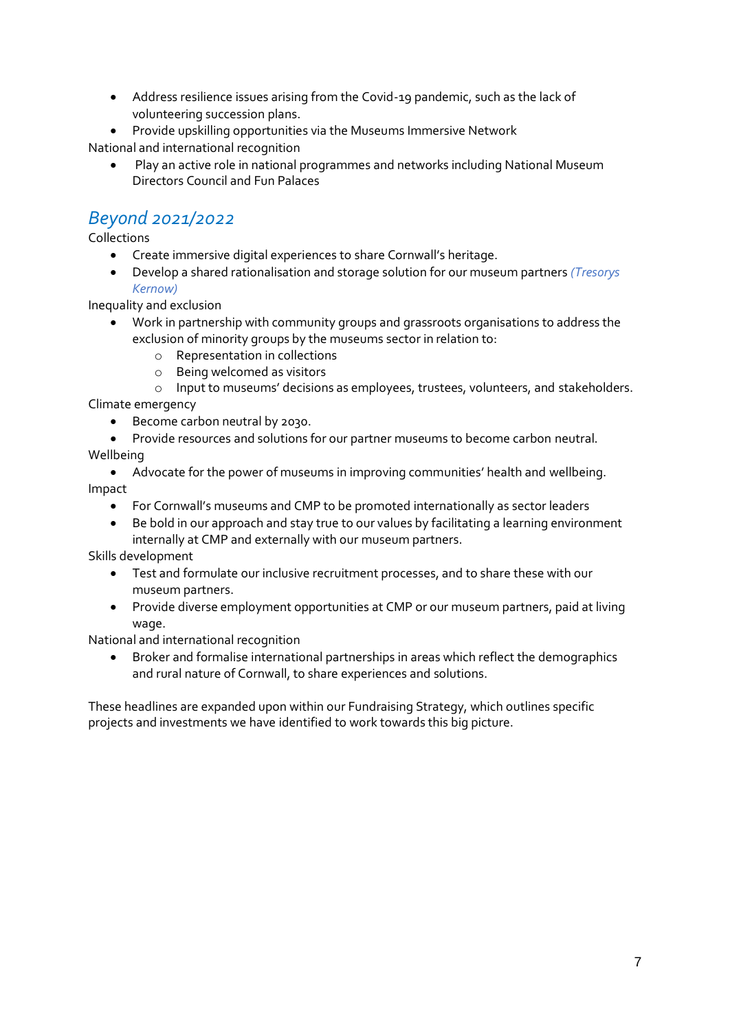- Address resilience issues arising from the Covid-19 pandemic, such as the lack of volunteering succession plans.
- Provide upskilling opportunities via the Museums Immersive Network

National and international recognition

- Play an active role in national programmes and networks including National Museum Directors Council and Fun Palaces

## *Beyond 2021/2022*

Collections

- Create immersive digital experiences to share Cornwall's heritage.
- Develop a shared rationalisation and storage solution for our museum partners *(Tresorys Kernow)*

Inequality and exclusion

- Work in partnership with community groups and grassroots organisations to address the exclusion of minority groups by the museums sector in relation to:
    - Representation in collections
    - Being welcomed as visitors
    - Input to museums' decisions as employees, trustees, volunteers, and stakeholders.

Climate emergency

- Become carbon neutral by 2030.
- Provide resources and solutions for our partner museums to become carbon neutral.

Wellbeing

- Advocate for the power of museums in improving communities' health and wellbeing.

Impact

- For Cornwall's museums and CMP to be promoted internationally as sector leaders
- Be bold in our approach and stay true to our values by facilitating a learning environment internally at CMP and externally with our museum partners.

Skills development

- Test and formulate our inclusive recruitment processes, and to share these with our museum partners.
- Provide diverse employment opportunities at CMP or our museum partners, paid at living wage.

National and international recognition

- Broker and formalise international partnerships in areas which reflect the demographics and rural nature of Cornwall, to share experiences and solutions.

These headlines are expanded upon within our Fundraising Strategy, which outlines specific projects and investments we have identified to work towards this big picture.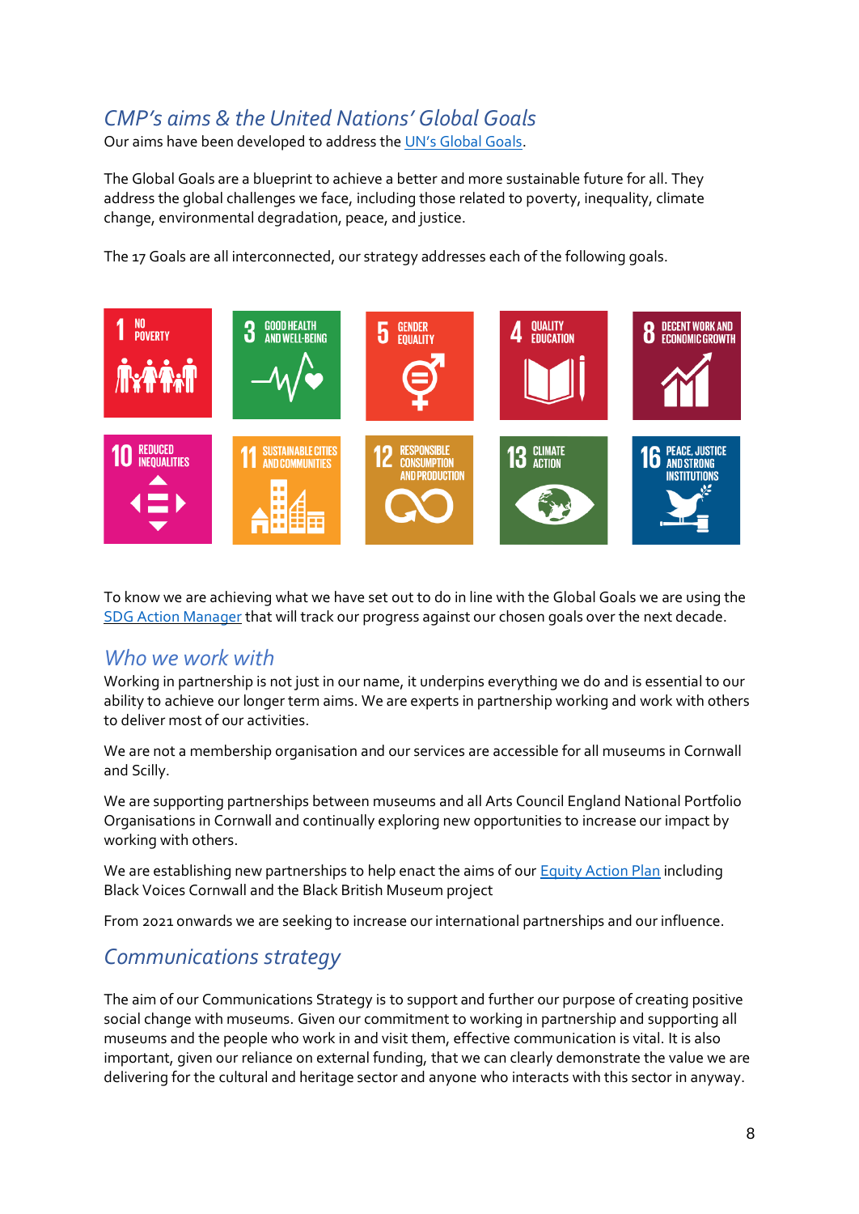## CMP's aims & the United Nations' Global Goals

Our aims have been developed to address the UN's Global Goals.

The Global Goals are a blueprint to achieve a better and more sustainable future for all. They address the global challenges we face, including those related to poverty, inequality, climate change, environmental degradation, peace, and justice.

The 17 Goals are all interconnected, our strategy addresses each of the following goals.

To know we are achieving what we have set out to do in line with the Global Goals we are using the SDG Action Manager that will track our progress against our chosen goals over the next decade.

## Who we work with

Working in partnership is not just in our name, it underpins everything we do and is essential to our ability to achieve our longer term aims. We are experts in partnership working and work with others to deliver most of our activities.

We are not a membership organisation and our services are accessible for all museums in Cornwall and Scilly.

We are supporting partnerships between museums and all Arts Council England National Portfolio Organisations in Cornwall and continually exploring new opportunities to increase our impact by working with others.

We are establishing new partnerships to help enact the aims of our Equity Action Plan including Black Voices Cornwall and the Black British Museum project

From 2021 onwards we are seeking to increase our international partnerships and our influence.

## Communications strategy

The aim of our Communications Strategy is to support and further our purpose of creating positive social change with museums. Given our commitment to working in partnership and supporting all museums and the people who work in and visit them, effective communication is vital. It is also important, given our reliance on external funding, that we can clearly demonstrate the value we are delivering for the cultural and heritage sector and anyone who interacts with this sector in anyway.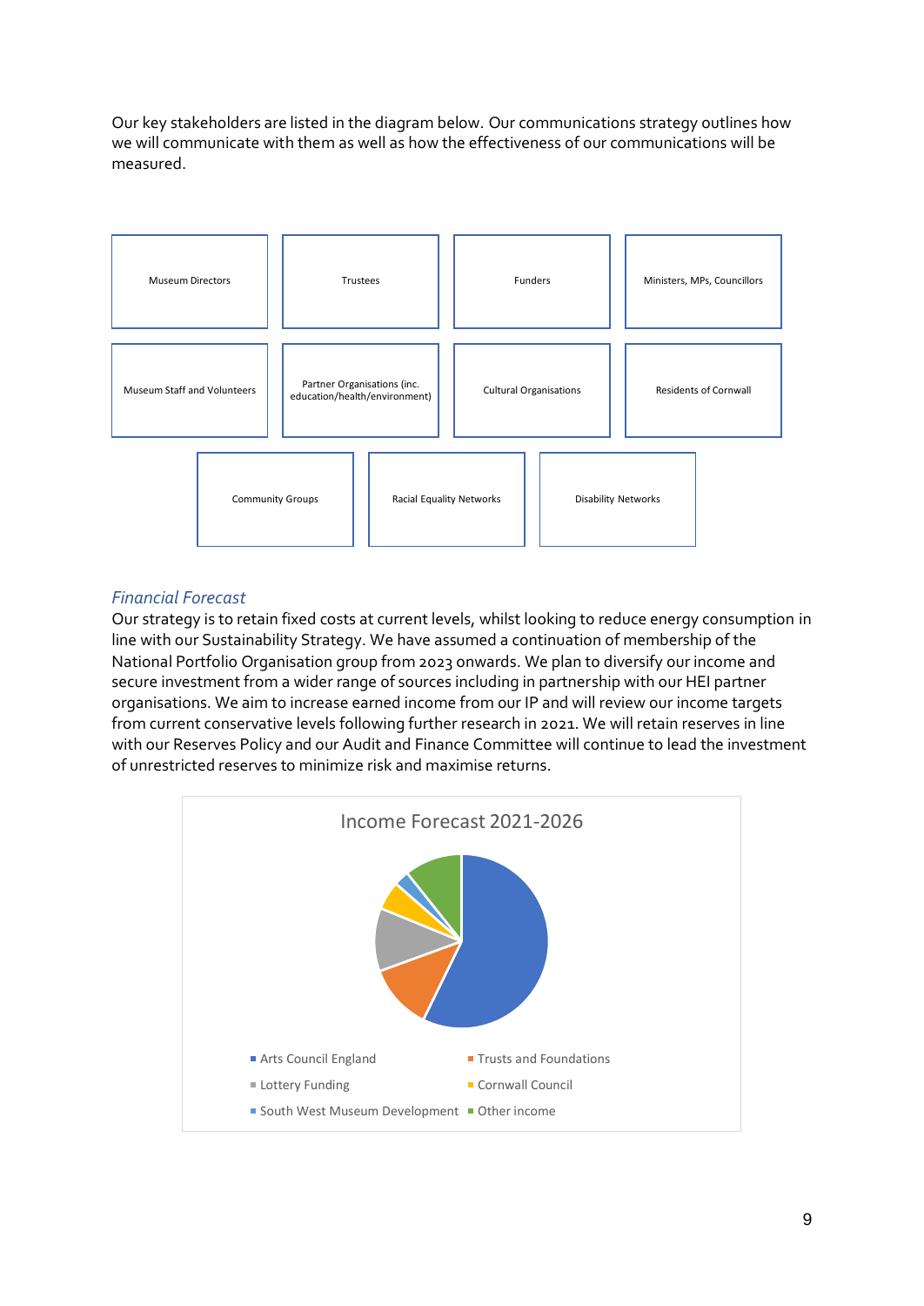Our key stakeholders are listed in the diagram below. Our communications strategy outlines how we will communicate with them as well as how the effectiveness of our communications will be measured.

| | | | |
|---|---|---|---|
| Museum Directors | Trustees | Funders | Ministers, MPs, Councillors |
| Museum Staff and Volunteers | Partner Organisations (inc. education/health/environment) | Cultural Organisations | Residents of Cornwall |
| Community Groups | Racial Equality Networks | Disability Networks | |

*Financial Forecast*

Our strategy is to retain fixed costs at current levels, whilst looking to reduce energy consumption in line with our Sustainability Strategy. We have assumed a continuation of membership of the National Portfolio Organisation group from 2023 onwards. We plan to diversify our income and secure investment from a wider range of sources including in partnership with our HEI partner organisations. We aim to increase earned income from our IP and will review our income targets from current conservative levels following further research in 2021. We will retain reserves in line with our Reserves Policy and our Audit and Finance Committee will continue to lead the investment of unrestricted reserves to minimize risk and maximise returns.

Income Forecast 2021-2026

- Arts Council England
- Trusts and Foundations
- Lottery Funding
- Cornwall Council
- South West Museum Development
- Other income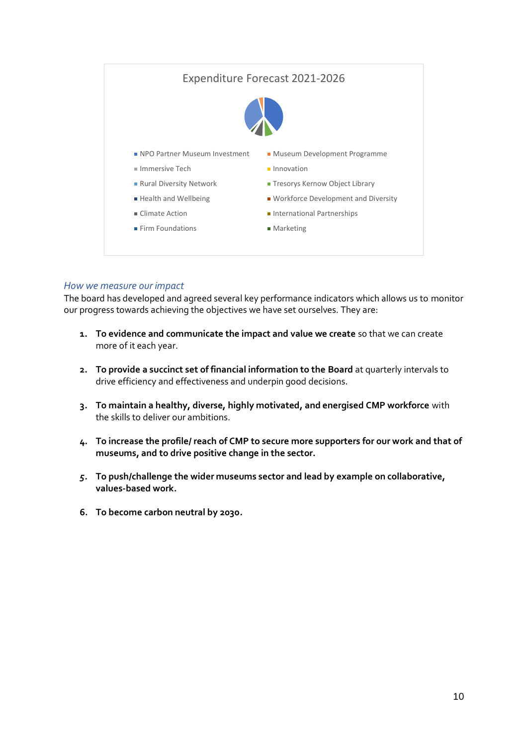Expenditure Forecast 2021-2026

- NPO Partner Museum Investment
- Museum Development Programme
- Immersive Tech
- Innovation
- Rural Diversity Network
- Tresorys Kernow Object Library
- Health and Wellbeing
- Workforce Development and Diversity
- Climate Action
- International Partnerships
- Firm Foundations
- Marketing

### *How we measure our impact*

The board has developed and agreed several key performance indicators which allows us to monitor our progress towards achieving the objectives we have set ourselves. They are:

1. **To evidence and communicate the impact and value we create** so that we can create more of it each year.

2. **To provide a succinct set of financial information to the Board** at quarterly intervals to drive efficiency and effectiveness and underpin good decisions.

3. **To maintain a healthy, diverse, highly motivated, and energised CMP workforce** with the skills to deliver our ambitions.

4. **To increase the profile/ reach of CMP to secure more supporters for our work and that of museums, and to drive positive change in the sector.**

5. **To push/challenge the wider museums sector and lead by example on collaborative, values-based work.**

6. **To become carbon neutral by 2030.**